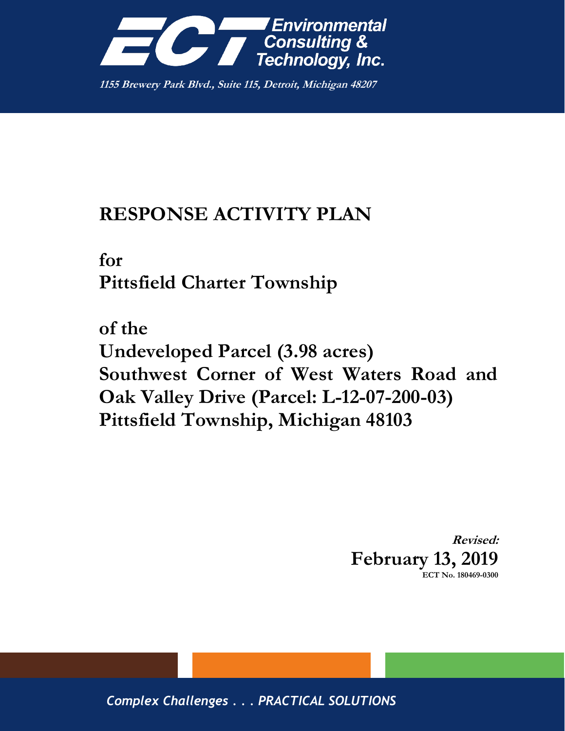**Environmental Consulting & Technology, Inc.**

*1155 Brewery Park Blvd., Suite 115, Detroit, Michigan 48207*

# RESPONSE ACTIVITY PLAN

**for**
**Pittsfield Charter Township**

**of the**
**Undeveloped Parcel (3.98 acres)**
**Southwest Corner of West Waters Road and Oak Valley Drive (Parcel: L-12-07-200-03)**
**Pittsfield Township, Michigan 48103**

***Revised:***
**February 13, 2019**
**ECT No. 180469-0300**

*Complex Challenges . . . PRACTICAL SOLUTIONS*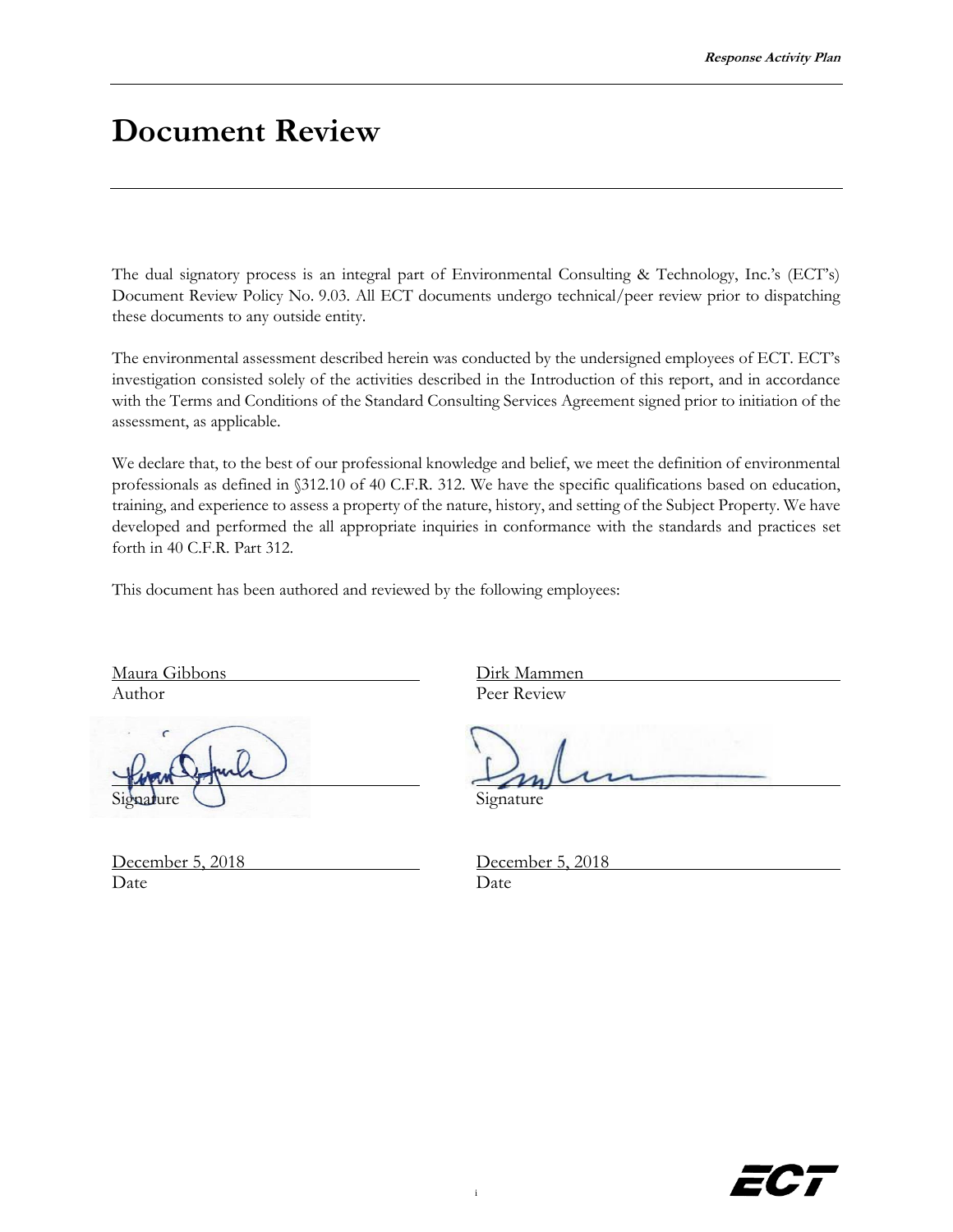# Document Review

The dual signatory process is an integral part of Environmental Consulting & Technology, Inc.'s (ECT's) Document Review Policy No. 9.03. All ECT documents undergo technical/peer review prior to dispatching these documents to any outside entity.

The environmental assessment described herein was conducted by the undersigned employees of ECT. ECT's investigation consisted solely of the activities described in the Introduction of this report, and in accordance with the Terms and Conditions of the Standard Consulting Services Agreement signed prior to initiation of the assessment, as applicable.

We declare that, to the best of our professional knowledge and belief, we meet the definition of environmental professionals as defined in §312.10 of 40 C.F.R. 312. We have the specific qualifications based on education, training, and experience to assess a property of the nature, history, and setting of the Subject Property. We have developed and performed the all appropriate inquiries in conformance with the standards and practices set forth in 40 C.F.R. Part 312.

This document has been authored and reviewed by the following employees:

| | |
|---|---|
| Maura Gibbons | Dirk Mammen |
| Author | Peer Review |
| Signature | Signature |
| December 5, 2018 | December 5, 2018 |
| Date | Date |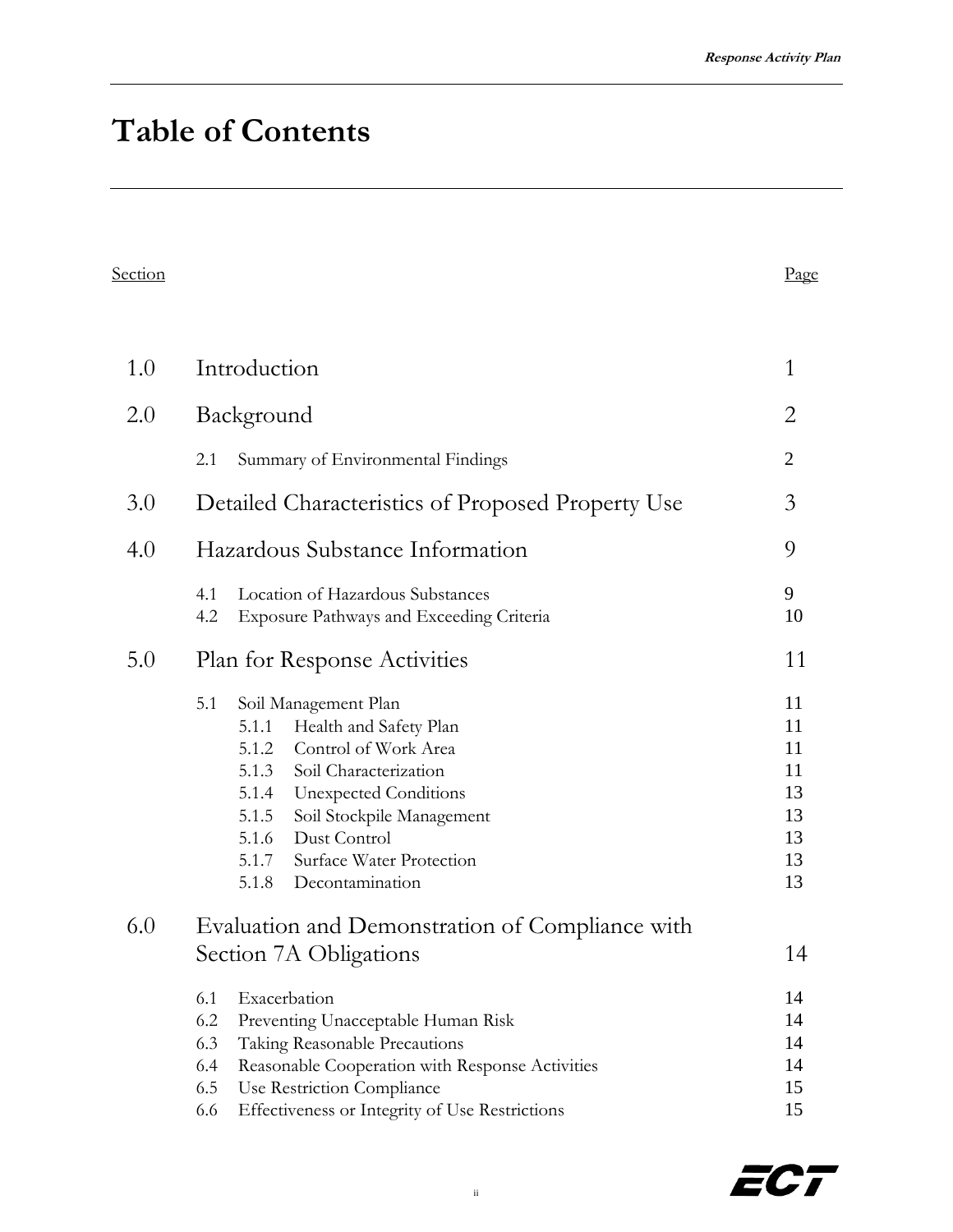# Table of Contents

| Section | | Page |
|---|---|---|
| 1.0 | Introduction | 1 |
| 2.0 | Background | 2 |
| | 2.1 Summary of Environmental Findings | 2 |
| 3.0 | Detailed Characteristics of Proposed Property Use | 3 |
| 4.0 | Hazardous Substance Information | 9 |
| | 4.1 Location of Hazardous Substances | 9 |
| | 4.2 Exposure Pathways and Exceeding Criteria | 10 |
| 5.0 | Plan for Response Activities | 11 |
| | 5.1 Soil Management Plan | 11 |
| | 5.1.1 Health and Safety Plan | 11 |
| | 5.1.2 Control of Work Area | 11 |
| | 5.1.3 Soil Characterization | 11 |
| | 5.1.4 Unexpected Conditions | 13 |
| | 5.1.5 Soil Stockpile Management | 13 |
| | 5.1.6 Dust Control | 13 |
| | 5.1.7 Surface Water Protection | 13 |
| | 5.1.8 Decontamination | 13 |
| 6.0 | Evaluation and Demonstration of Compliance with Section 7A Obligations | 14 |
| | 6.1 Exacerbation | 14 |
| | 6.2 Preventing Unacceptable Human Risk | 14 |
| | 6.3 Taking Reasonable Precautions | 14 |
| | 6.4 Reasonable Cooperation with Response Activities | 14 |
| | 6.5 Use Restriction Compliance | 15 |
| | 6.6 Effectiveness or Integrity of Use Restrictions | 15 |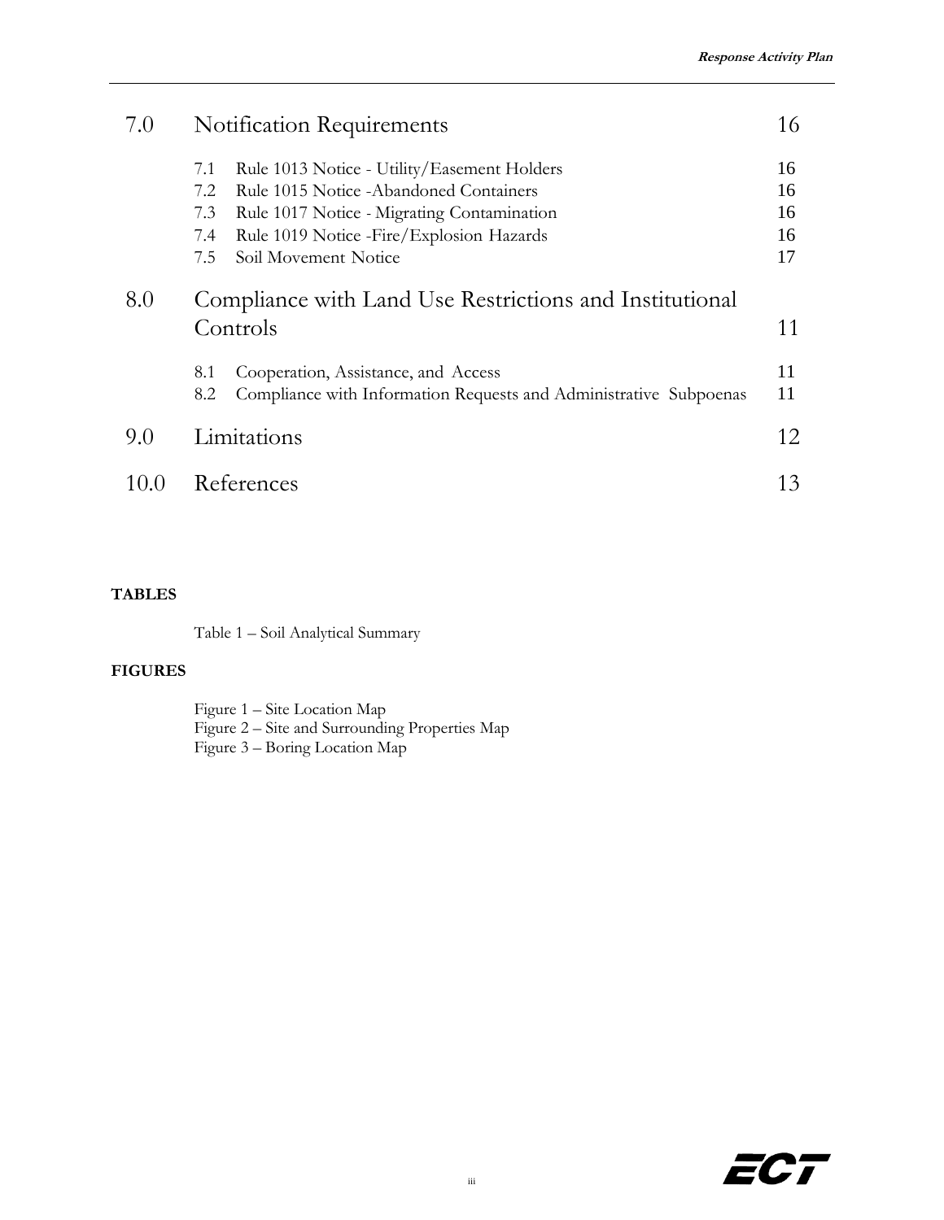| | | |
|---|---|---|
| 7.0 | Notification Requirements | 16 |
| | 7.1 Rule 1013 Notice - Utility/Easement Holders | 16 |
| | 7.2 Rule 1015 Notice -Abandoned Containers | 16 |
| | 7.3 Rule 1017 Notice - Migrating Contamination | 16 |
| | 7.4 Rule 1019 Notice -Fire/Explosion Hazards | 16 |
| | 7.5 Soil Movement Notice | 17 |
| 8.0 | Compliance with Land Use Restrictions and Institutional Controls | 11 |
| | 8.1 Cooperation, Assistance, and Access | 11 |
| | 8.2 Compliance with Information Requests and Administrative Subpoenas | 11 |
| 9.0 | Limitations | 12 |
| 10.0 | References | 13 |

**TABLES**

Table 1 – Soil Analytical Summary

**FIGURES**

Figure 1 – Site Location Map
Figure 2 – Site and Surrounding Properties Map
Figure 3 – Boring Location Map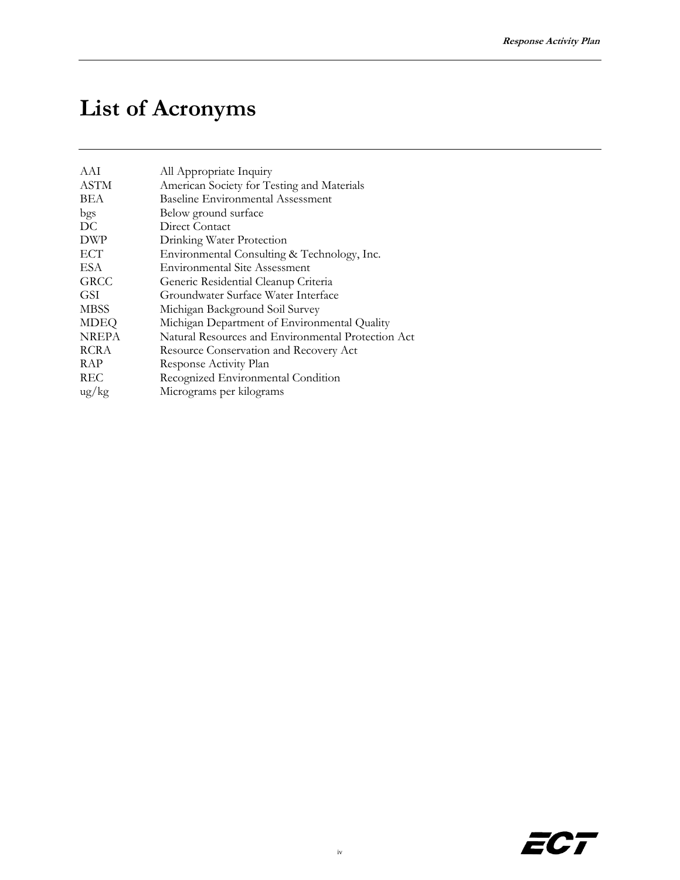# List of Acronyms

| | |
|---|---|
| AAI | All Appropriate Inquiry |
| ASTM | American Society for Testing and Materials |
| BEA | Baseline Environmental Assessment |
| bgs | Below ground surface |
| DC | Direct Contact |
| DWP | Drinking Water Protection |
| ECT | Environmental Consulting & Technology, Inc. |
| ESA | Environmental Site Assessment |
| GRCC | Generic Residential Cleanup Criteria |
| GSI | Groundwater Surface Water Interface |
| MBSS | Michigan Background Soil Survey |
| MDEQ | Michigan Department of Environmental Quality |
| NREPA | Natural Resources and Environmental Protection Act |
| RCRA | Resource Conservation and Recovery Act |
| RAP | Response Activity Plan |
| REC | Recognized Environmental Condition |
| ug/kg | Micrograms per kilograms |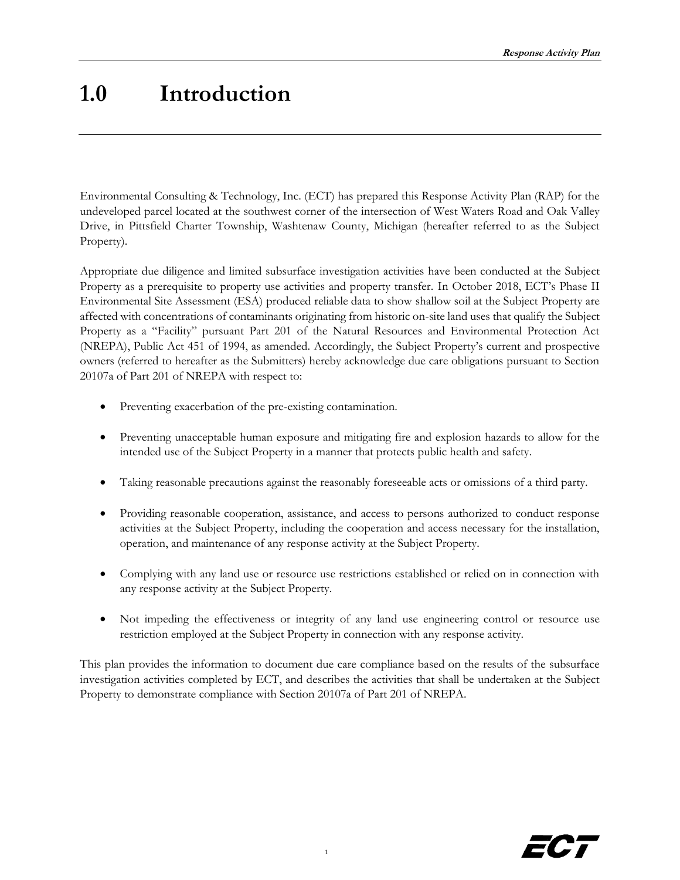# 1.0 Introduction

Environmental Consulting & Technology, Inc. (ECT) has prepared this Response Activity Plan (RAP) for the undeveloped parcel located at the southwest corner of the intersection of West Waters Road and Oak Valley Drive, in Pittsfield Charter Township, Washtenaw County, Michigan (hereafter referred to as the Subject Property).

Appropriate due diligence and limited subsurface investigation activities have been conducted at the Subject Property as a prerequisite to property use activities and property transfer. In October 2018, ECT's Phase II Environmental Site Assessment (ESA) produced reliable data to show shallow soil at the Subject Property are affected with concentrations of contaminants originating from historic on-site land uses that qualify the Subject Property as a "Facility" pursuant Part 201 of the Natural Resources and Environmental Protection Act (NREPA), Public Act 451 of 1994, as amended. Accordingly, the Subject Property's current and prospective owners (referred to hereafter as the Submitters) hereby acknowledge due care obligations pursuant to Section 20107a of Part 201 of NREPA with respect to:

- Preventing exacerbation of the pre-existing contamination.
- Preventing unacceptable human exposure and mitigating fire and explosion hazards to allow for the intended use of the Subject Property in a manner that protects public health and safety.
- Taking reasonable precautions against the reasonably foreseeable acts or omissions of a third party.
- Providing reasonable cooperation, assistance, and access to persons authorized to conduct response activities at the Subject Property, including the cooperation and access necessary for the installation, operation, and maintenance of any response activity at the Subject Property.
- Complying with any land use or resource use restrictions established or relied on in connection with any response activity at the Subject Property.
- Not impeding the effectiveness or integrity of any land use engineering control or resource use restriction employed at the Subject Property in connection with any response activity.

This plan provides the information to document due care compliance based on the results of the subsurface investigation activities completed by ECT, and describes the activities that shall be undertaken at the Subject Property to demonstrate compliance with Section 20107a of Part 201 of NREPA.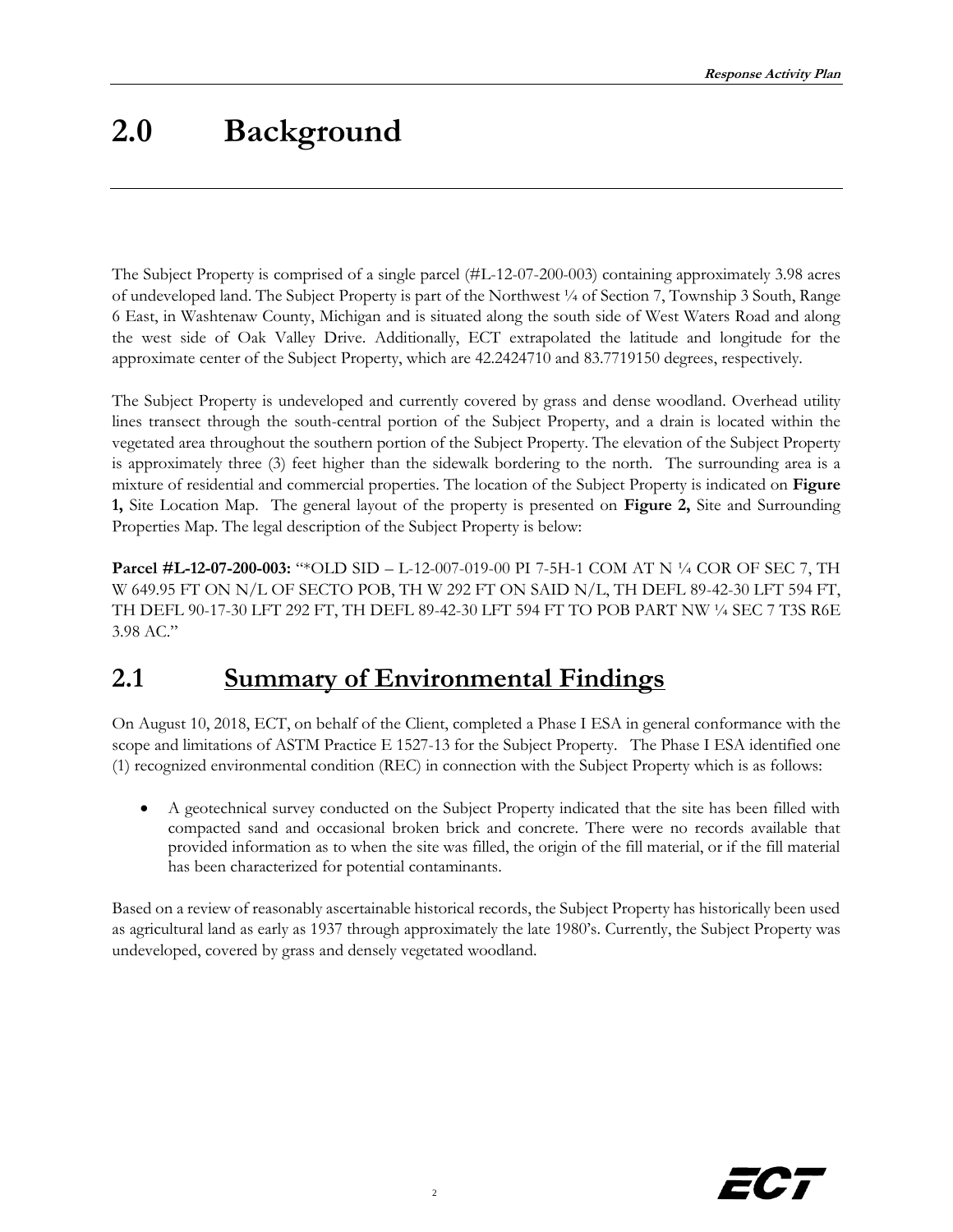# 2.0 Background

The Subject Property is comprised of a single parcel (#L-12-07-200-003) containing approximately 3.98 acres of undeveloped land. The Subject Property is part of the Northwest ¼ of Section 7, Township 3 South, Range 6 East, in Washtenaw County, Michigan and is situated along the south side of West Waters Road and along the west side of Oak Valley Drive. Additionally, ECT extrapolated the latitude and longitude for the approximate center of the Subject Property, which are 42.2424710 and 83.7719150 degrees, respectively.

The Subject Property is undeveloped and currently covered by grass and dense woodland. Overhead utility lines transect through the south-central portion of the Subject Property, and a drain is located within the vegetated area throughout the southern portion of the Subject Property. The elevation of the Subject Property is approximately three (3) feet higher than the sidewalk bordering to the north. The surrounding area is a mixture of residential and commercial properties. The location of the Subject Property is indicated on **Figure 1,** Site Location Map. The general layout of the property is presented on **Figure 2,** Site and Surrounding Properties Map. The legal description of the Subject Property is below:

**Parcel #L-12-07-200-003:** "*OLD SID – L-12-007-019-00 PI 7-5H-1 COM AT N ¼ COR OF SEC 7, TH W 649.95 FT ON N/L OF SECTO POB, TH W 292 FT ON SAID N/L, TH DEFL 89-42-30 LFT 594 FT, TH DEFL 90-17-30 LFT 292 FT, TH DEFL 89-42-30 LFT 594 FT TO POB PART NW ¼ SEC 7 T3S R6E 3.98 AC."

## 2.1 Summary of Environmental Findings

On August 10, 2018, ECT, on behalf of the Client, completed a Phase I ESA in general conformance with the scope and limitations of ASTM Practice E 1527-13 for the Subject Property. The Phase I ESA identified one (1) recognized environmental condition (REC) in connection with the Subject Property which is as follows:

- A geotechnical survey conducted on the Subject Property indicated that the site has been filled with compacted sand and occasional broken brick and concrete. There were no records available that provided information as to when the site was filled, the origin of the fill material, or if the fill material has been characterized for potential contaminants.

Based on a review of reasonably ascertainable historical records, the Subject Property has historically been used as agricultural land as early as 1937 through approximately the late 1980's. Currently, the Subject Property was undeveloped, covered by grass and densely vegetated woodland.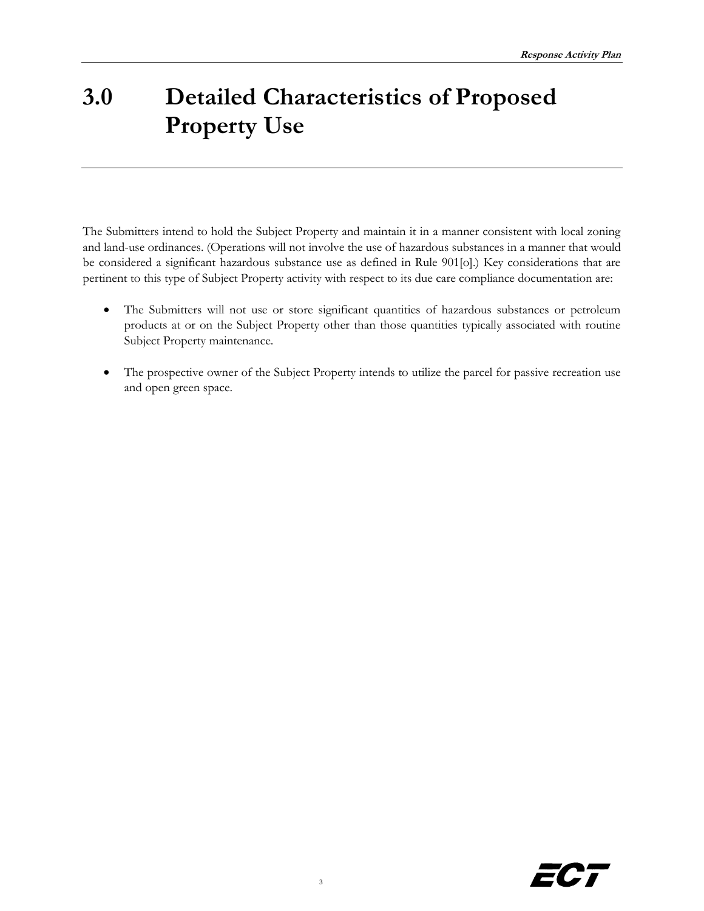# 3.0 Detailed Characteristics of Proposed Property Use

The Submitters intend to hold the Subject Property and maintain it in a manner consistent with local zoning and land-use ordinances. (Operations will not involve the use of hazardous substances in a manner that would be considered a significant hazardous substance use as defined in Rule 901[o].) Key considerations that are pertinent to this type of Subject Property activity with respect to its due care compliance documentation are:

- The Submitters will not use or store significant quantities of hazardous substances or petroleum products at or on the Subject Property other than those quantities typically associated with routine Subject Property maintenance.
- The prospective owner of the Subject Property intends to utilize the parcel for passive recreation use and open green space.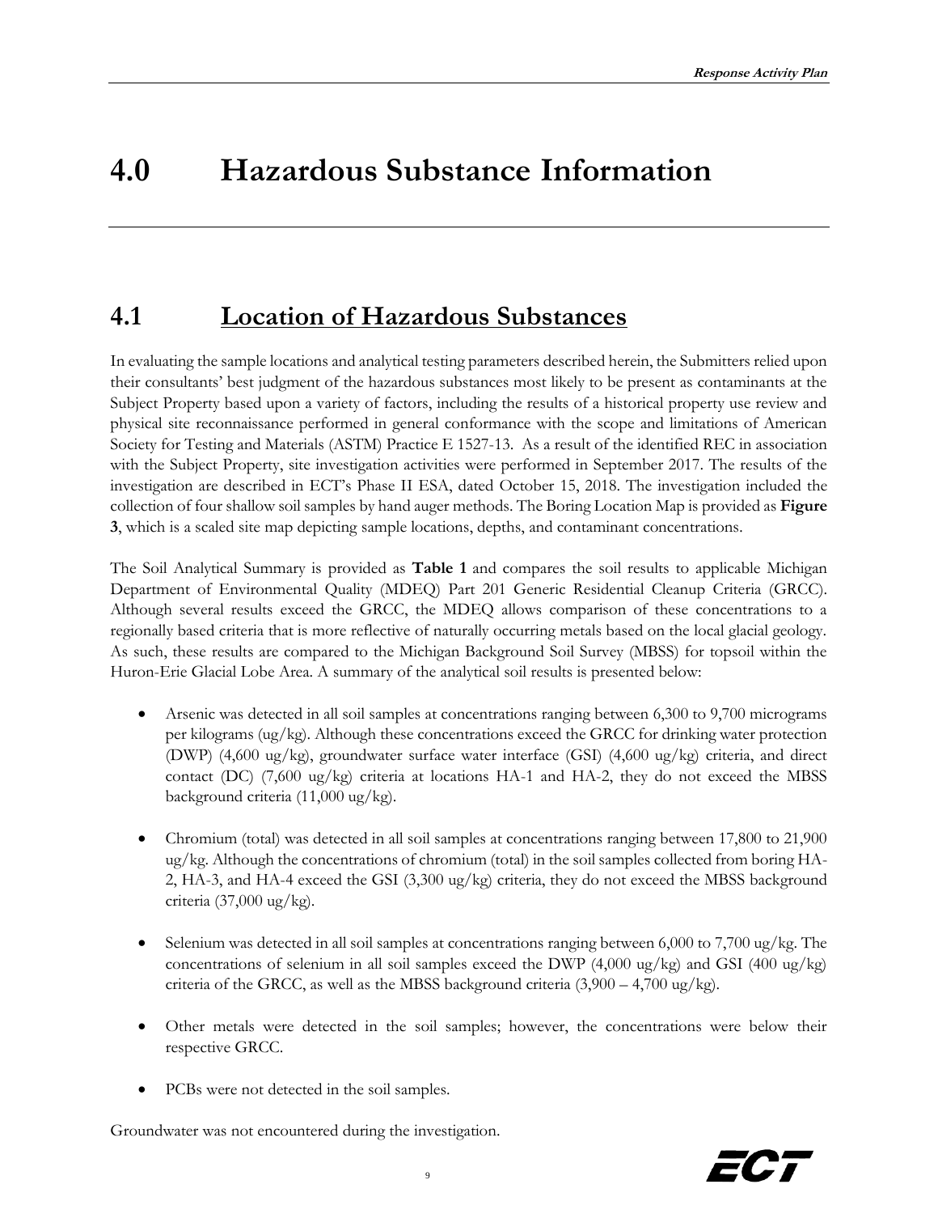# 4.0 Hazardous Substance Information

## 4.1 Location of Hazardous Substances

In evaluating the sample locations and analytical testing parameters described herein, the Submitters relied upon their consultants' best judgment of the hazardous substances most likely to be present as contaminants at the Subject Property based upon a variety of factors, including the results of a historical property use review and physical site reconnaissance performed in general conformance with the scope and limitations of American Society for Testing and Materials (ASTM) Practice E 1527-13. As a result of the identified REC in association with the Subject Property, site investigation activities were performed in September 2017. The results of the investigation are described in ECT's Phase II ESA, dated October 15, 2018. The investigation included the collection of four shallow soil samples by hand auger methods. The Boring Location Map is provided as **Figure 3**, which is a scaled site map depicting sample locations, depths, and contaminant concentrations.

The Soil Analytical Summary is provided as **Table 1** and compares the soil results to applicable Michigan Department of Environmental Quality (MDEQ) Part 201 Generic Residential Cleanup Criteria (GRCC). Although several results exceed the GRCC, the MDEQ allows comparison of these concentrations to a regionally based criteria that is more reflective of naturally occurring metals based on the local glacial geology. As such, these results are compared to the Michigan Background Soil Survey (MBSS) for topsoil within the Huron-Erie Glacial Lobe Area. A summary of the analytical soil results is presented below:

- Arsenic was detected in all soil samples at concentrations ranging between 6,300 to 9,700 micrograms per kilograms (ug/kg). Although these concentrations exceed the GRCC for drinking water protection (DWP) (4,600 ug/kg), groundwater surface water interface (GSI) (4,600 ug/kg) criteria, and direct contact (DC) (7,600 ug/kg) criteria at locations HA-1 and HA-2, they do not exceed the MBSS background criteria (11,000 ug/kg).
- Chromium (total) was detected in all soil samples at concentrations ranging between 17,800 to 21,900 ug/kg. Although the concentrations of chromium (total) in the soil samples collected from boring HA-2, HA-3, and HA-4 exceed the GSI (3,300 ug/kg) criteria, they do not exceed the MBSS background criteria (37,000 ug/kg).
- Selenium was detected in all soil samples at concentrations ranging between 6,000 to 7,700 ug/kg. The concentrations of selenium in all soil samples exceed the DWP (4,000 ug/kg) and GSI (400 ug/kg) criteria of the GRCC, as well as the MBSS background criteria (3,900 – 4,700 ug/kg).
- Other metals were detected in the soil samples; however, the concentrations were below their respective GRCC.
- PCBs were not detected in the soil samples.

Groundwater was not encountered during the investigation.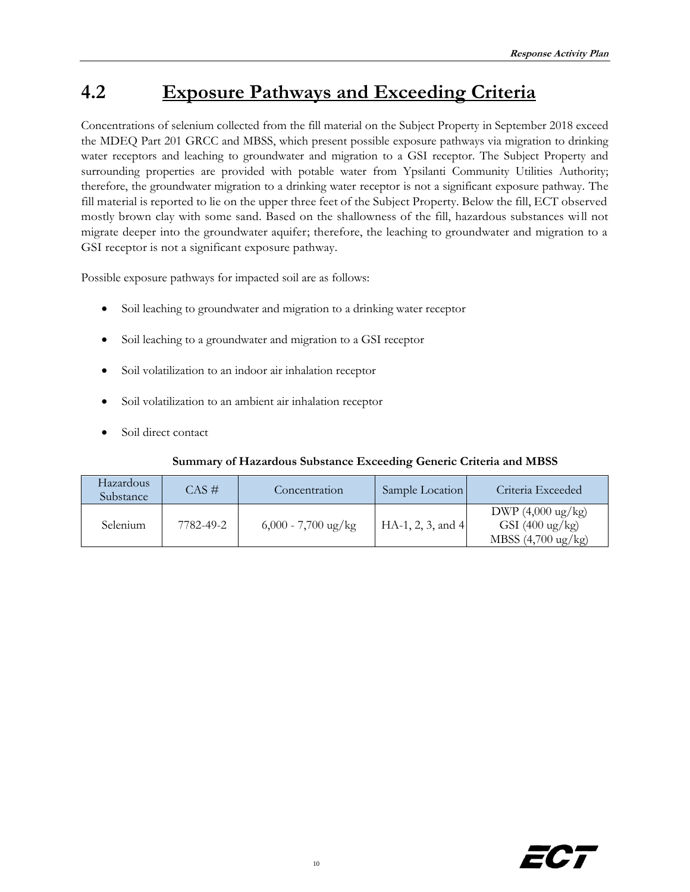## 4.2 Exposure Pathways and Exceeding Criteria

Concentrations of selenium collected from the fill material on the Subject Property in September 2018 exceed the MDEQ Part 201 GRCC and MBSS, which present possible exposure pathways via migration to drinking water receptors and leaching to groundwater and migration to a GSI receptor. The Subject Property and surrounding properties are provided with potable water from Ypsilanti Community Utilities Authority; therefore, the groundwater migration to a drinking water receptor is not a significant exposure pathway. The fill material is reported to lie on the upper three feet of the Subject Property. Below the fill, ECT observed mostly brown clay with some sand. Based on the shallowness of the fill, hazardous substances will not migrate deeper into the groundwater aquifer; therefore, the leaching to groundwater and migration to a GSI receptor is not a significant exposure pathway.

Possible exposure pathways for impacted soil are as follows:

- Soil leaching to groundwater and migration to a drinking water receptor
- Soil leaching to a groundwater and migration to a GSI receptor
- Soil volatilization to an indoor air inhalation receptor
- Soil volatilization to an ambient air inhalation receptor
- Soil direct contact

**Summary of Hazardous Substance Exceeding Generic Criteria and MBSS**

| Hazardous Substance | CAS # | Concentration | Sample Location | Criteria Exceeded |
|---|---|---|---|---|
| Selenium | 7782-49-2 | 6,000 - 7,700 ug/kg | HA-1, 2, 3, and 4 | DWP (4,000 ug/kg)<br>GSI (400 ug/kg)<br>MBSS (4,700 ug/kg) |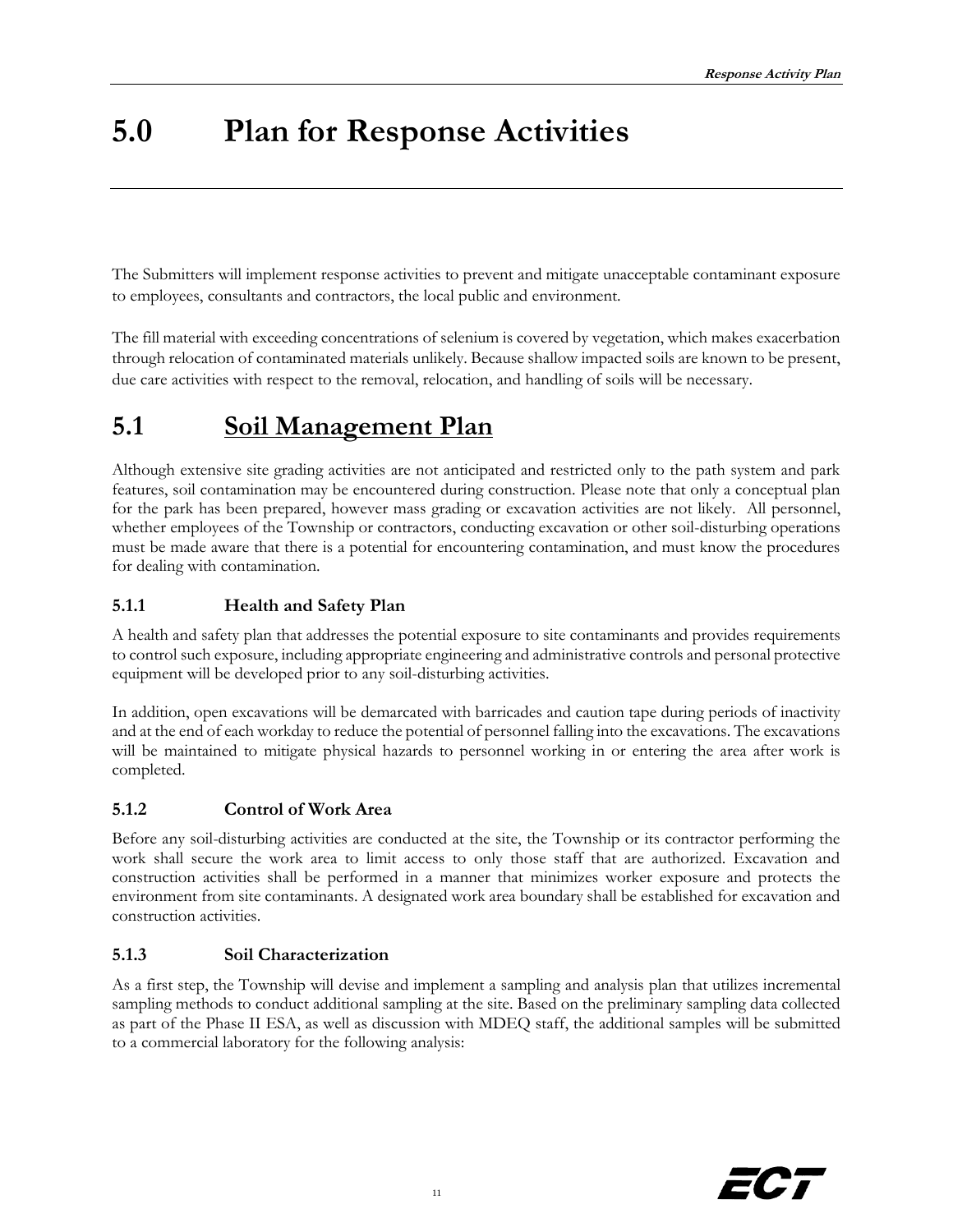# 5.0 Plan for Response Activities

The Submitters will implement response activities to prevent and mitigate unacceptable contaminant exposure to employees, consultants and contractors, the local public and environment.

The fill material with exceeding concentrations of selenium is covered by vegetation, which makes exacerbation through relocation of contaminated materials unlikely. Because shallow impacted soils are known to be present, due care activities with respect to the removal, relocation, and handling of soils will be necessary.

## 5.1 Soil Management Plan

Although extensive site grading activities are not anticipated and restricted only to the path system and park features, soil contamination may be encountered during construction. Please note that only a conceptual plan for the park has been prepared, however mass grading or excavation activities are not likely. All personnel, whether employees of the Township or contractors, conducting excavation or other soil-disturbing operations must be made aware that there is a potential for encountering contamination, and must know the procedures for dealing with contamination.

### 5.1.1 Health and Safety Plan

A health and safety plan that addresses the potential exposure to site contaminants and provides requirements to control such exposure, including appropriate engineering and administrative controls and personal protective equipment will be developed prior to any soil-disturbing activities.

In addition, open excavations will be demarcated with barricades and caution tape during periods of inactivity and at the end of each workday to reduce the potential of personnel falling into the excavations. The excavations will be maintained to mitigate physical hazards to personnel working in or entering the area after work is completed.

### 5.1.2 Control of Work Area

Before any soil-disturbing activities are conducted at the site, the Township or its contractor performing the work shall secure the work area to limit access to only those staff that are authorized. Excavation and construction activities shall be performed in a manner that minimizes worker exposure and protects the environment from site contaminants. A designated work area boundary shall be established for excavation and construction activities.

### 5.1.3 Soil Characterization

As a first step, the Township will devise and implement a sampling and analysis plan that utilizes incremental sampling methods to conduct additional sampling at the site. Based on the preliminary sampling data collected as part of the Phase II ESA, as well as discussion with MDEQ staff, the additional samples will be submitted to a commercial laboratory for the following analysis: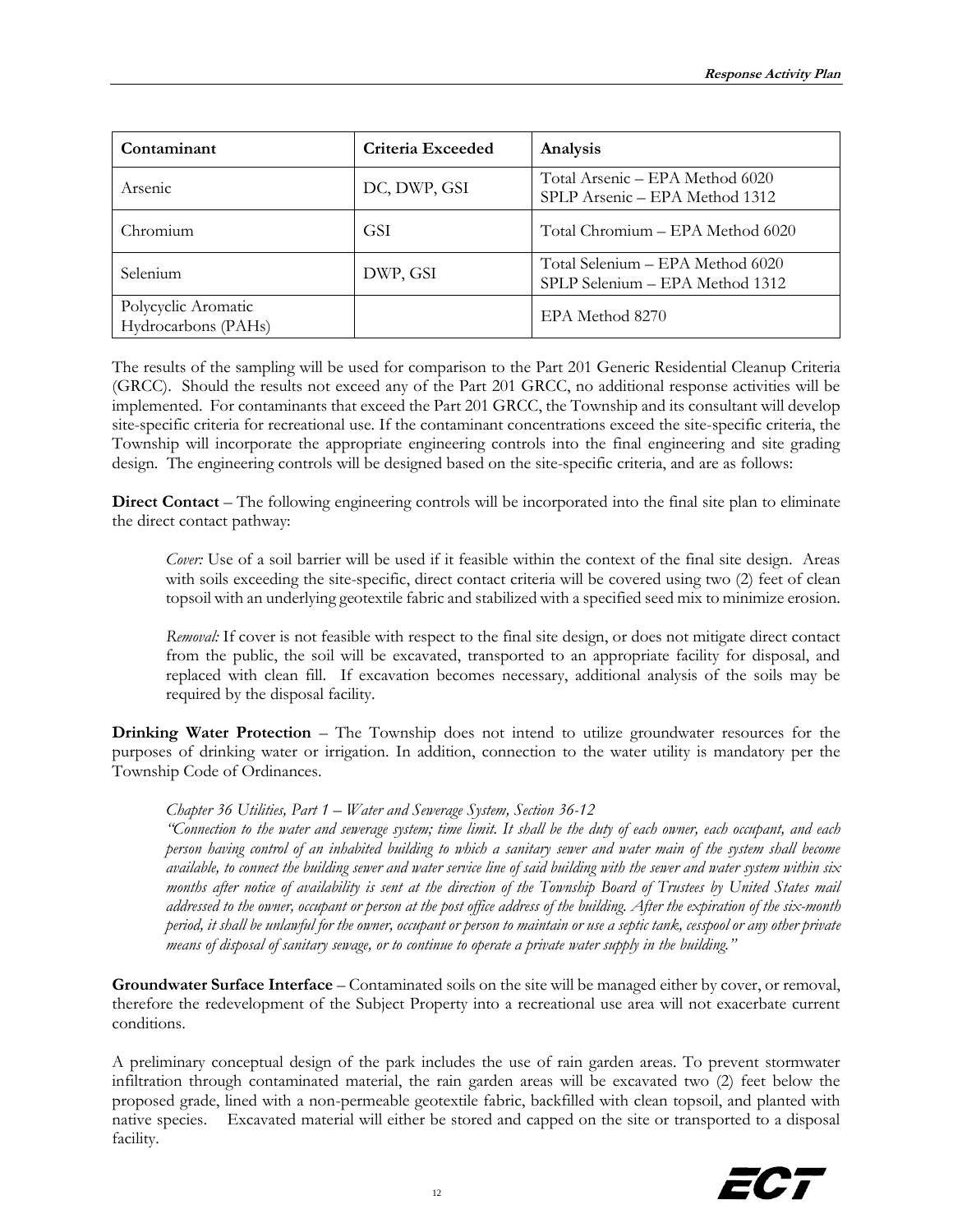| Contaminant | Criteria Exceeded | Analysis |
|---|---|---|
| Arsenic | DC, DWP, GSI | Total Arsenic – EPA Method 6020<br>SPLP Arsenic – EPA Method 1312 |
| Chromium | GSI | Total Chromium – EPA Method 6020 |
| Selenium | DWP, GSI | Total Selenium – EPA Method 6020<br>SPLP Selenium – EPA Method 1312 |
| Polycyclic Aromatic Hydrocarbons (PAHs) | | EPA Method 8270 |

The results of the sampling will be used for comparison to the Part 201 Generic Residential Cleanup Criteria (GRCC). Should the results not exceed any of the Part 201 GRCC, no additional response activities will be implemented. For contaminants that exceed the Part 201 GRCC, the Township and its consultant will develop site-specific criteria for recreational use. If the contaminant concentrations exceed the site-specific criteria, the Township will incorporate the appropriate engineering controls into the final engineering and site grading design. The engineering controls will be designed based on the site-specific criteria, and are as follows:

**Direct Contact** – The following engineering controls will be incorporated into the final site plan to eliminate the direct contact pathway:

> *Cover:* Use of a soil barrier will be used if it feasible within the context of the final site design. Areas with soils exceeding the site-specific, direct contact criteria will be covered using two (2) feet of clean topsoil with an underlying geotextile fabric and stabilized with a specified seed mix to minimize erosion.
>
> *Removal:* If cover is not feasible with respect to the final site design, or does not mitigate direct contact from the public, the soil will be excavated, transported to an appropriate facility for disposal, and replaced with clean fill. If excavation becomes necessary, additional analysis of the soils may be required by the disposal facility.

**Drinking Water Protection** – The Township does not intend to utilize groundwater resources for the purposes of drinking water or irrigation. In addition, connection to the water utility is mandatory per the Township Code of Ordinances.

> *Chapter 36 Utilities, Part 1 – Water and Sewerage System, Section 36-12*
> *"Connection to the water and sewerage system; time limit. It shall be the duty of each owner, each occupant, and each person having control of an inhabited building to which a sanitary sewer and water main of the system shall become available, to connect the building sewer and water service line of said building with the sewer and water system within six months after notice of availability is sent at the direction of the Township Board of Trustees by United States mail addressed to the owner, occupant or person at the post office address of the building. After the expiration of the six-month period, it shall be unlawful for the owner, occupant or person to maintain or use a septic tank, cesspool or any other private means of disposal of sanitary sewage, or to continue to operate a private water supply in the building."*

**Groundwater Surface Interface** – Contaminated soils on the site will be managed either by cover, or removal, therefore the redevelopment of the Subject Property into a recreational use area will not exacerbate current conditions.

A preliminary conceptual design of the park includes the use of rain garden areas. To prevent stormwater infiltration through contaminated material, the rain garden areas will be excavated two (2) feet below the proposed grade, lined with a non-permeable geotextile fabric, backfilled with clean topsoil, and planted with native species. Excavated material will either be stored and capped on the site or transported to a disposal facility.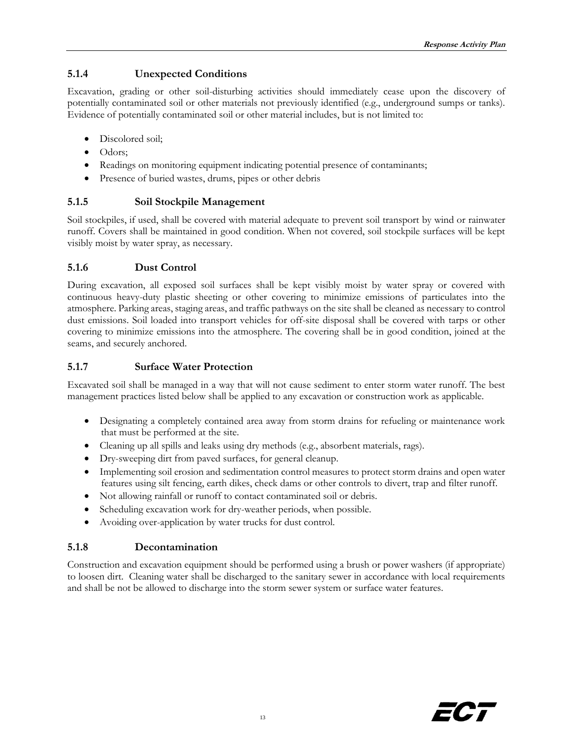### 5.1.4 Unexpected Conditions

Excavation, grading or other soil-disturbing activities should immediately cease upon the discovery of potentially contaminated soil or other materials not previously identified (e.g., underground sumps or tanks). Evidence of potentially contaminated soil or other material includes, but is not limited to:

- Discolored soil;
- Odors;
- Readings on monitoring equipment indicating potential presence of contaminants;
- Presence of buried wastes, drums, pipes or other debris

### 5.1.5 Soil Stockpile Management

Soil stockpiles, if used, shall be covered with material adequate to prevent soil transport by wind or rainwater runoff. Covers shall be maintained in good condition. When not covered, soil stockpile surfaces will be kept visibly moist by water spray, as necessary.

### 5.1.6 Dust Control

During excavation, all exposed soil surfaces shall be kept visibly moist by water spray or covered with continuous heavy-duty plastic sheeting or other covering to minimize emissions of particulates into the atmosphere. Parking areas, staging areas, and traffic pathways on the site shall be cleaned as necessary to control dust emissions. Soil loaded into transport vehicles for off-site disposal shall be covered with tarps or other covering to minimize emissions into the atmosphere. The covering shall be in good condition, joined at the seams, and securely anchored.

### 5.1.7 Surface Water Protection

Excavated soil shall be managed in a way that will not cause sediment to enter storm water runoff. The best management practices listed below shall be applied to any excavation or construction work as applicable.

- Designating a completely contained area away from storm drains for refueling or maintenance work that must be performed at the site.
- Cleaning up all spills and leaks using dry methods (e.g., absorbent materials, rags).
- Dry-sweeping dirt from paved surfaces, for general cleanup.
- Implementing soil erosion and sedimentation control measures to protect storm drains and open water features using silt fencing, earth dikes, check dams or other controls to divert, trap and filter runoff.
- Not allowing rainfall or runoff to contact contaminated soil or debris.
- Scheduling excavation work for dry-weather periods, when possible.
- Avoiding over-application by water trucks for dust control.

### 5.1.8 Decontamination

Construction and excavation equipment should be performed using a brush or power washers (if appropriate) to loosen dirt. Cleaning water shall be discharged to the sanitary sewer in accordance with local requirements and shall be not be allowed to discharge into the storm sewer system or surface water features.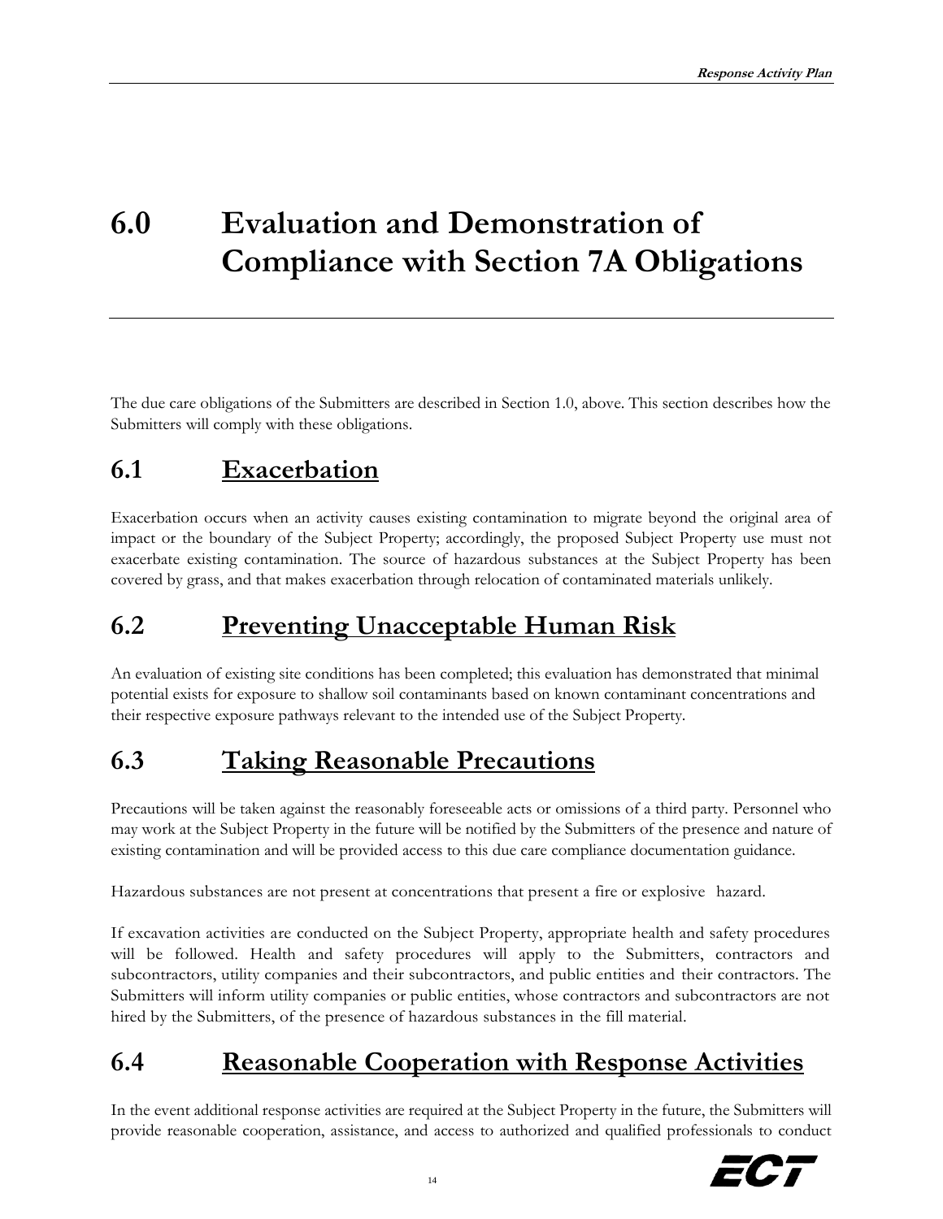# 6.0 Evaluation and Demonstration of Compliance with Section 7A Obligations

The due care obligations of the Submitters are described in Section 1.0, above. This section describes how the Submitters will comply with these obligations.

## 6.1 Exacerbation

Exacerbation occurs when an activity causes existing contamination to migrate beyond the original area of impact or the boundary of the Subject Property; accordingly, the proposed Subject Property use must not exacerbate existing contamination. The source of hazardous substances at the Subject Property has been covered by grass, and that makes exacerbation through relocation of contaminated materials unlikely.

## 6.2 Preventing Unacceptable Human Risk

An evaluation of existing site conditions has been completed; this evaluation has demonstrated that minimal potential exists for exposure to shallow soil contaminants based on known contaminant concentrations and their respective exposure pathways relevant to the intended use of the Subject Property.

## 6.3 Taking Reasonable Precautions

Precautions will be taken against the reasonably foreseeable acts or omissions of a third party. Personnel who may work at the Subject Property in the future will be notified by the Submitters of the presence and nature of existing contamination and will be provided access to this due care compliance documentation guidance.

Hazardous substances are not present at concentrations that present a fire or explosive hazard.

If excavation activities are conducted on the Subject Property, appropriate health and safety procedures will be followed. Health and safety procedures will apply to the Submitters, contractors and subcontractors, utility companies and their subcontractors, and public entities and their contractors. The Submitters will inform utility companies or public entities, whose contractors and subcontractors are not hired by the Submitters, of the presence of hazardous substances in the fill material.

## 6.4 Reasonable Cooperation with Response Activities

In the event additional response activities are required at the Subject Property in the future, the Submitters will provide reasonable cooperation, assistance, and access to authorized and qualified professionals to conduct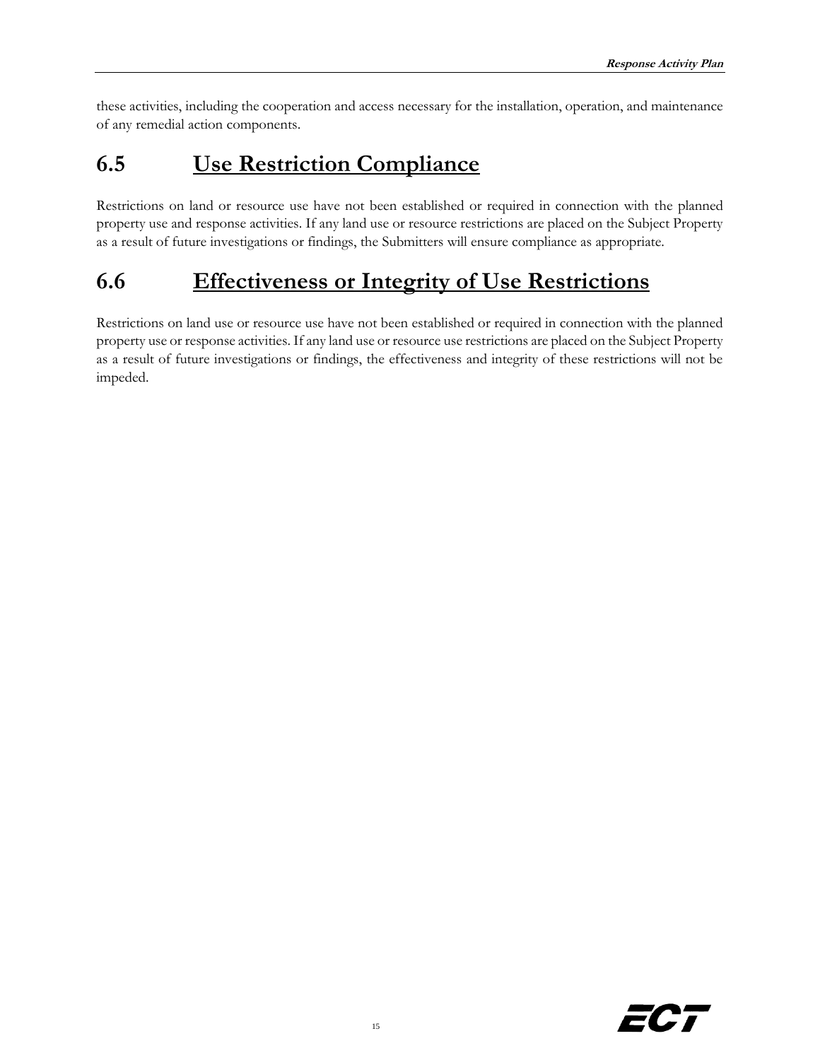these activities, including the cooperation and access necessary for the installation, operation, and maintenance of any remedial action components.

## 6.5 Use Restriction Compliance

Restrictions on land or resource use have not been established or required in connection with the planned property use and response activities. If any land use or resource restrictions are placed on the Subject Property as a result of future investigations or findings, the Submitters will ensure compliance as appropriate.

## 6.6 Effectiveness or Integrity of Use Restrictions

Restrictions on land use or resource use have not been established or required in connection with the planned property use or response activities. If any land use or resource use restrictions are placed on the Subject Property as a result of future investigations or findings, the effectiveness and integrity of these restrictions will not be impeded.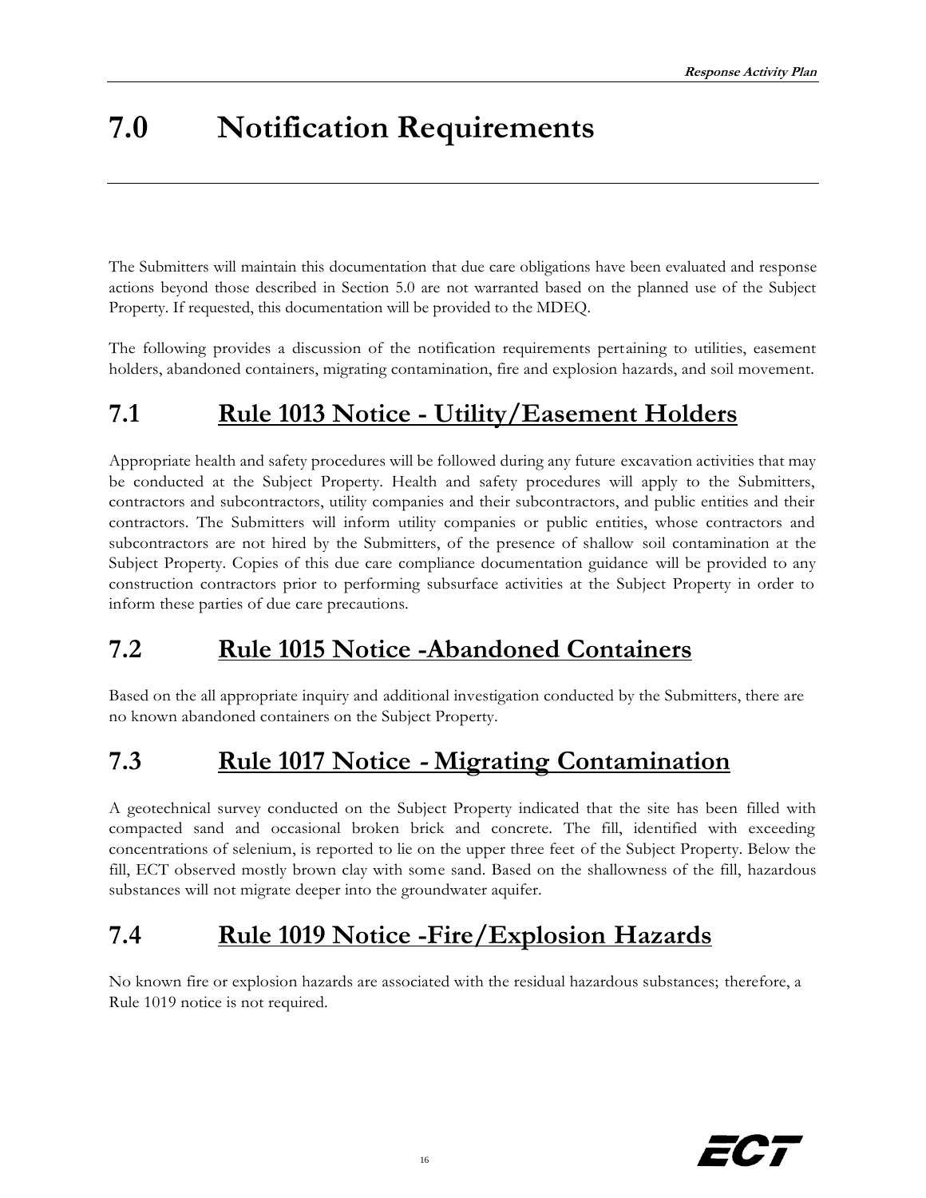# 7.0 Notification Requirements

The Submitters will maintain this documentation that due care obligations have been evaluated and response actions beyond those described in Section 5.0 are not warranted based on the planned use of the Subject Property. If requested, this documentation will be provided to the MDEQ.

The following provides a discussion of the notification requirements pertaining to utilities, easement holders, abandoned containers, migrating contamination, fire and explosion hazards, and soil movement.

## 7.1 Rule 1013 Notice - Utility/Easement Holders

Appropriate health and safety procedures will be followed during any future excavation activities that may be conducted at the Subject Property. Health and safety procedures will apply to the Submitters, contractors and subcontractors, utility companies and their subcontractors, and public entities and their contractors. The Submitters will inform utility companies or public entities, whose contractors and subcontractors are not hired by the Submitters, of the presence of shallow soil contamination at the Subject Property. Copies of this due care compliance documentation guidance will be provided to any construction contractors prior to performing subsurface activities at the Subject Property in order to inform these parties of due care precautions.

## 7.2 Rule 1015 Notice -Abandoned Containers

Based on the all appropriate inquiry and additional investigation conducted by the Submitters, there are no known abandoned containers on the Subject Property.

## 7.3 Rule 1017 Notice - Migrating Contamination

A geotechnical survey conducted on the Subject Property indicated that the site has been filled with compacted sand and occasional broken brick and concrete. The fill, identified with exceeding concentrations of selenium, is reported to lie on the upper three feet of the Subject Property. Below the fill, ECT observed mostly brown clay with some sand. Based on the shallowness of the fill, hazardous substances will not migrate deeper into the groundwater aquifer.

## 7.4 Rule 1019 Notice -Fire/Explosion Hazards

No known fire or explosion hazards are associated with the residual hazardous substances; therefore, a Rule 1019 notice is not required.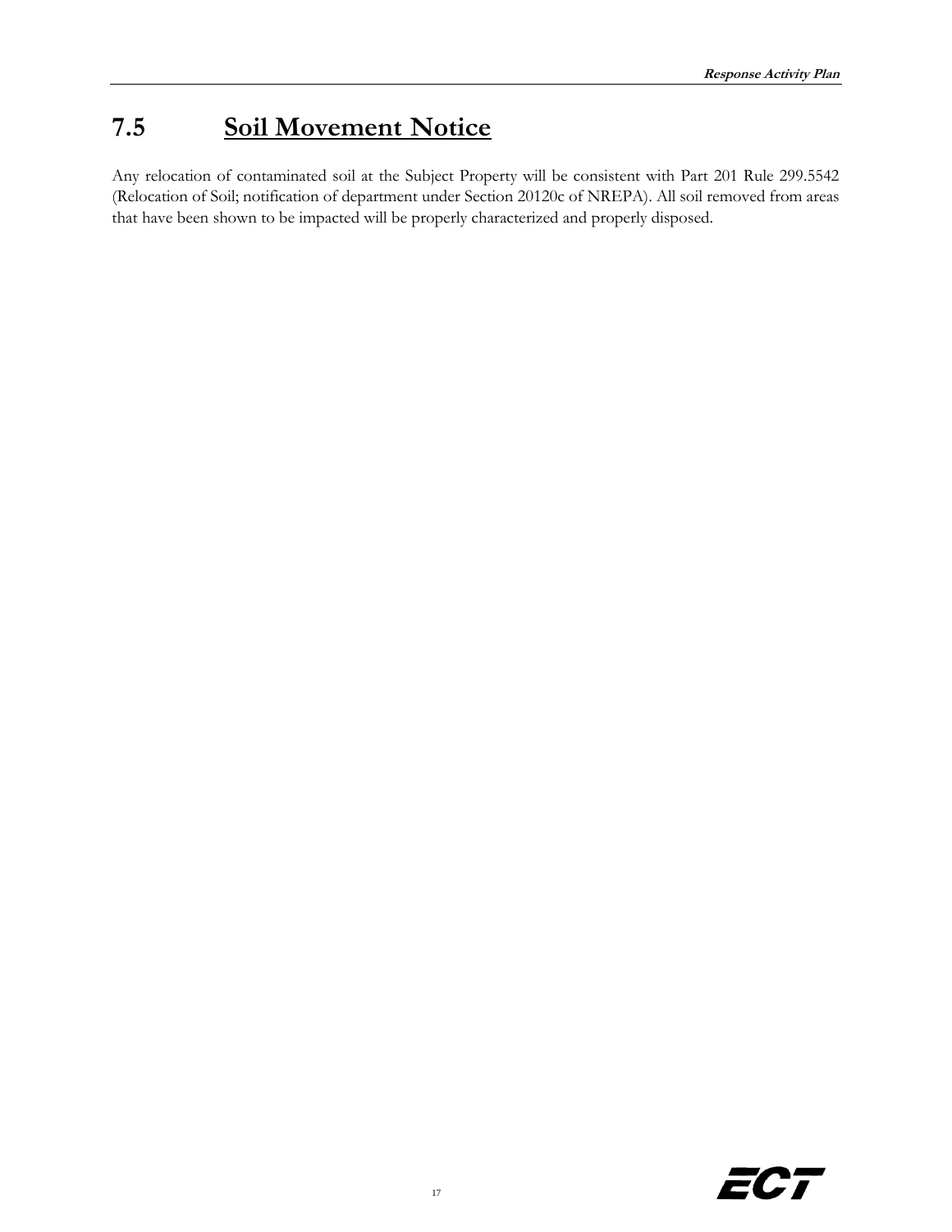## 7.5 Soil Movement Notice

Any relocation of contaminated soil at the Subject Property will be consistent with Part 201 Rule 299.5542 (Relocation of Soil; notification of department under Section 20120c of NREPA). All soil removed from areas that have been shown to be impacted will be properly characterized and properly disposed.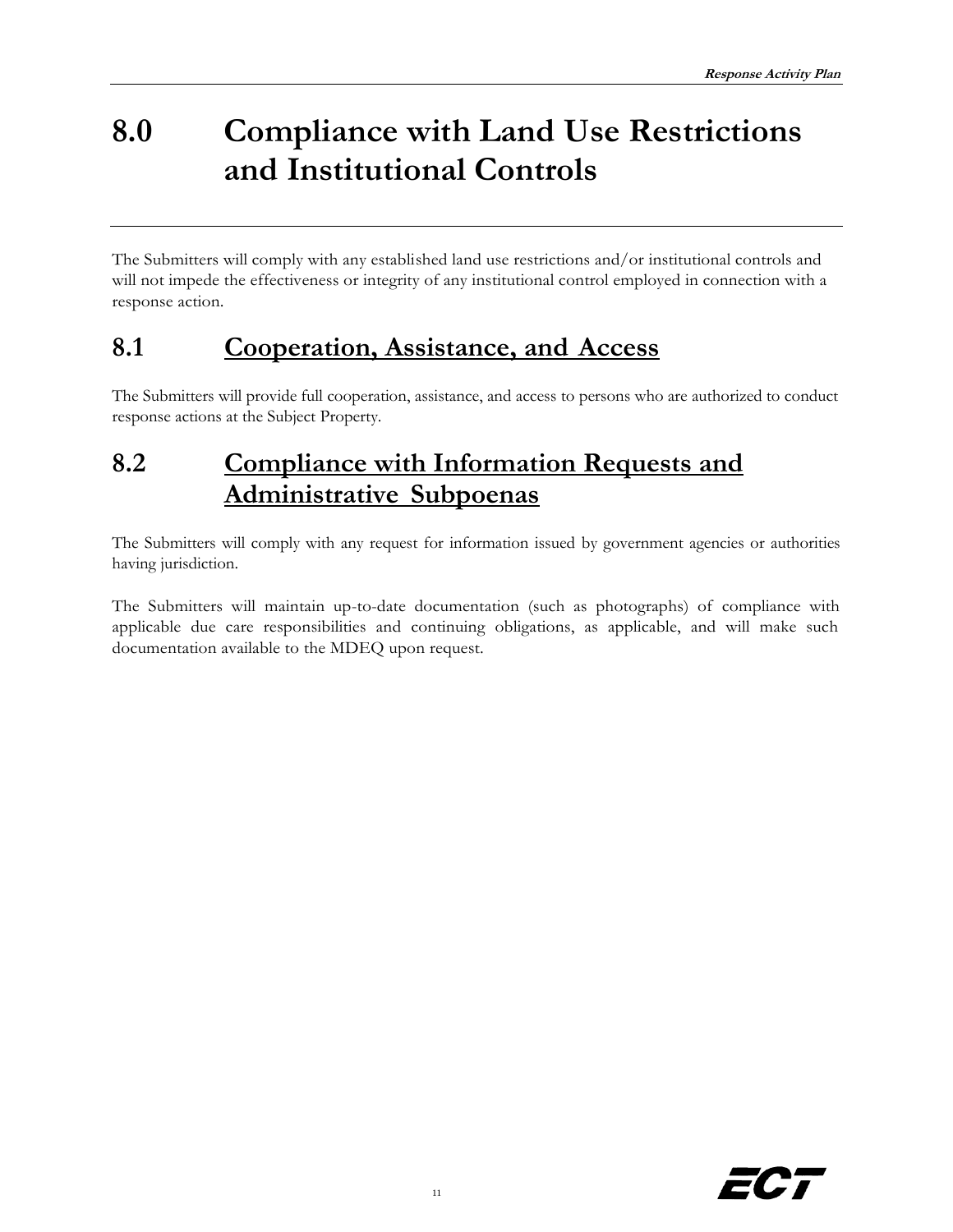# 8.0 Compliance with Land Use Restrictions and Institutional Controls

The Submitters will comply with any established land use restrictions and/or institutional controls and will not impede the effectiveness or integrity of any institutional control employed in connection with a response action.

## 8.1 Cooperation, Assistance, and Access

The Submitters will provide full cooperation, assistance, and access to persons who are authorized to conduct response actions at the Subject Property.

## 8.2 Compliance with Information Requests and Administrative Subpoenas

The Submitters will comply with any request for information issued by government agencies or authorities having jurisdiction.

The Submitters will maintain up-to-date documentation (such as photographs) of compliance with applicable due care responsibilities and continuing obligations, as applicable, and will make such documentation available to the MDEQ upon request.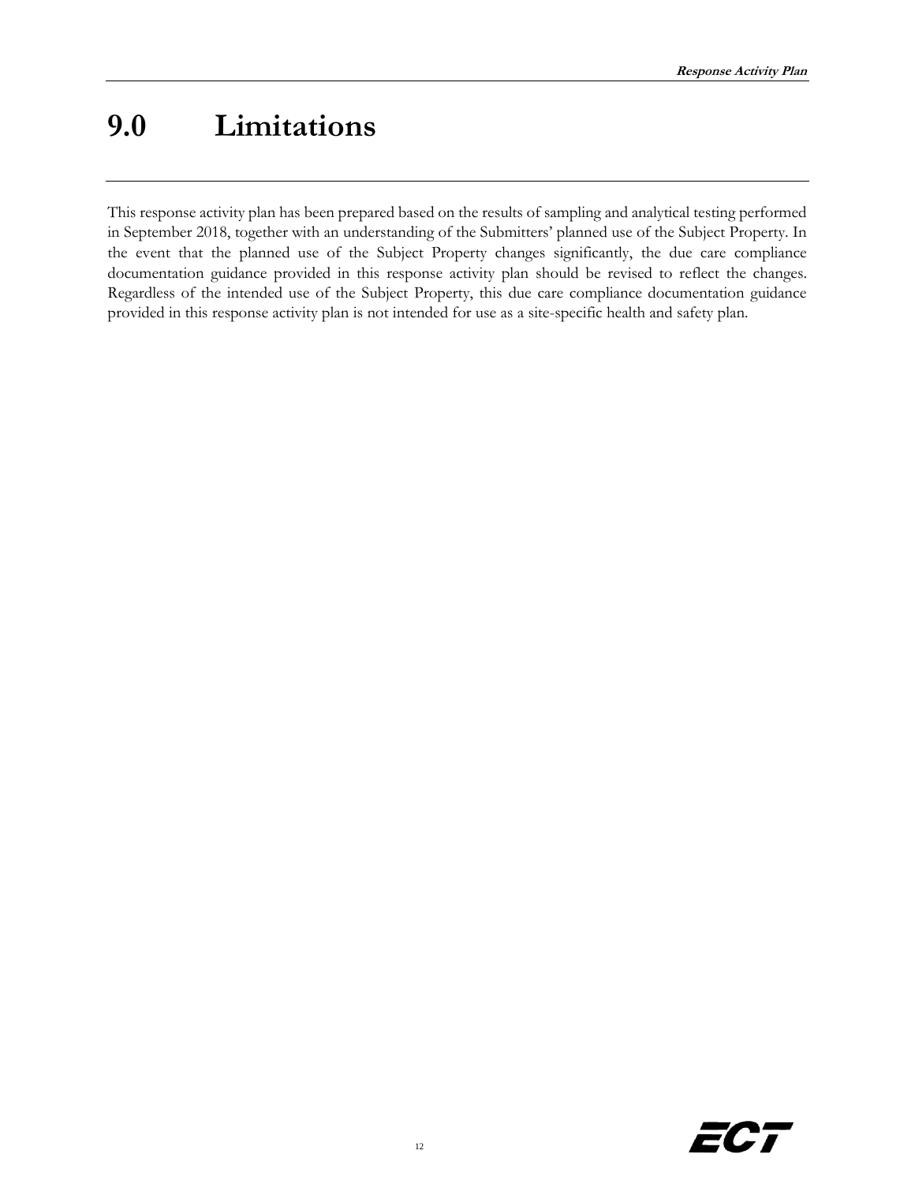# 9.0 Limitations

This response activity plan has been prepared based on the results of sampling and analytical testing performed in September 2018, together with an understanding of the Submitters' planned use of the Subject Property. In the event that the planned use of the Subject Property changes significantly, the due care compliance documentation guidance provided in this response activity plan should be revised to reflect the changes. Regardless of the intended use of the Subject Property, this due care compliance documentation guidance provided in this response activity plan is not intended for use as a site-specific health and safety plan.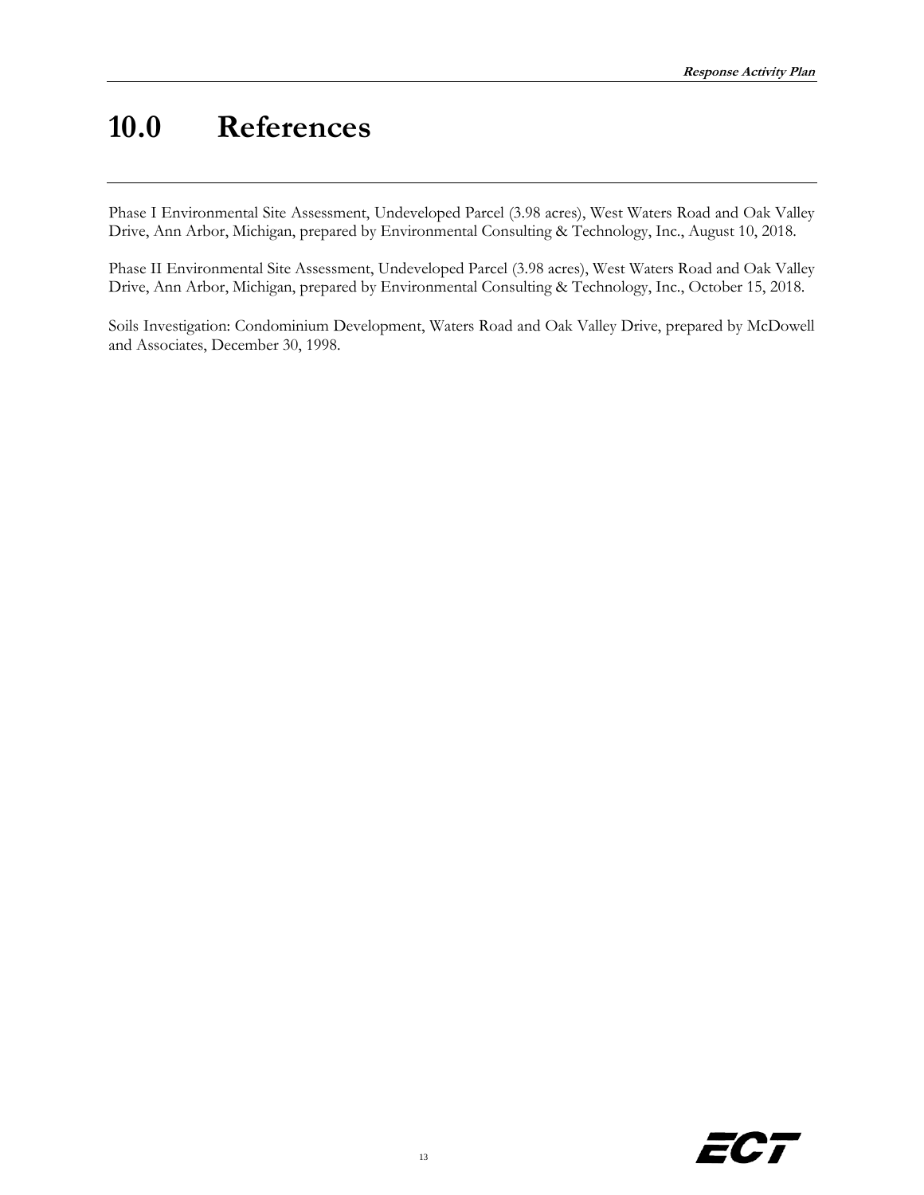# 10.0 References

Phase I Environmental Site Assessment, Undeveloped Parcel (3.98 acres), West Waters Road and Oak Valley Drive, Ann Arbor, Michigan, prepared by Environmental Consulting & Technology, Inc., August 10, 2018.

Phase II Environmental Site Assessment, Undeveloped Parcel (3.98 acres), West Waters Road and Oak Valley Drive, Ann Arbor, Michigan, prepared by Environmental Consulting & Technology, Inc., October 15, 2018.

Soils Investigation: Condominium Development, Waters Road and Oak Valley Drive, prepared by McDowell and Associates, December 30, 1998.